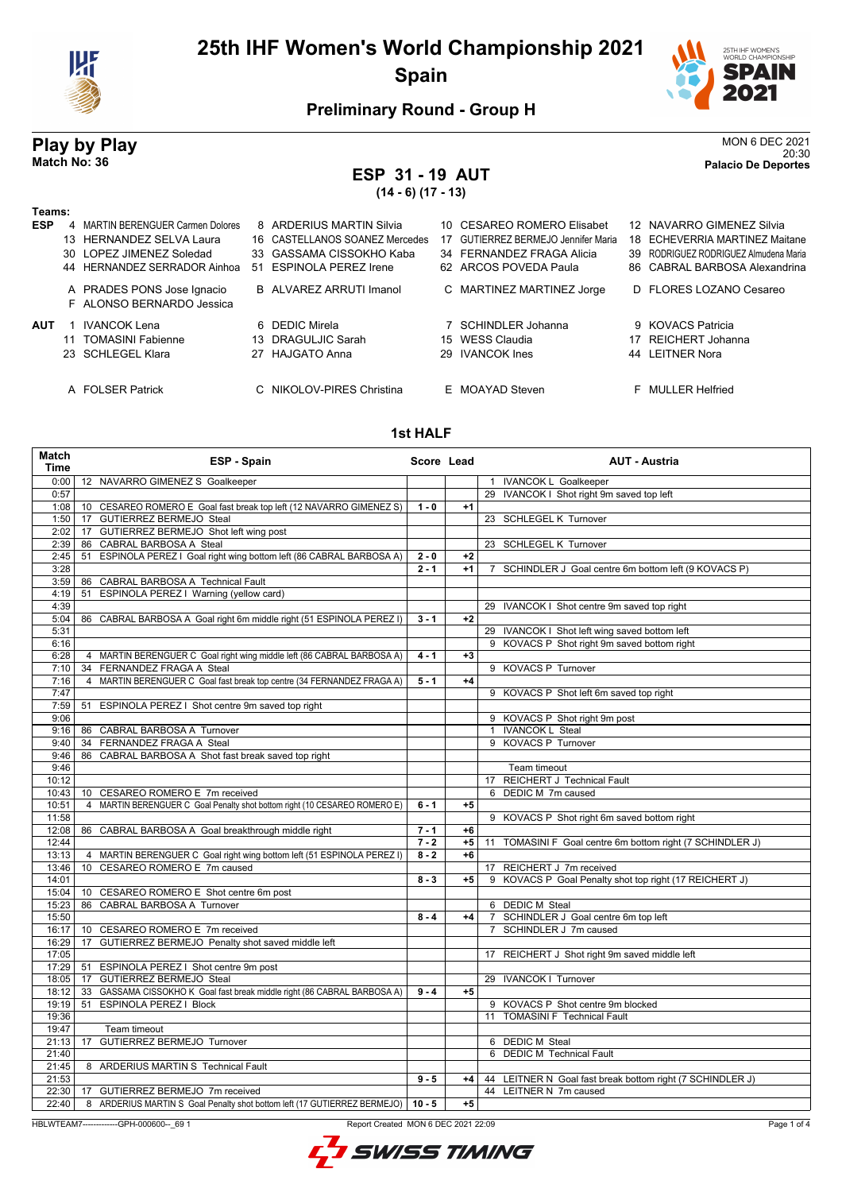# 25th IHF Women's World Championship 2021
## Spain

### Preliminary Round - Group H

**Play by Play**
**Match No: 36**

MON 6 DEC 2021
20:30
**Palacio De Deportes**

## ESP 31 - 19 AUT
**(14 - 6) (17 - 13)**

**Teams:**

**ESP**
- 4 MARTIN BERENGUER Carmen Dolores
- 8 ARDERIUS MARTIN Silvia
- 10 CESAREO ROMERO Elisabet
- 12 NAVARRO GIMENEZ Silvia
- 13 HERNANDEZ SELVA Laura
- 16 CASTELLANOS SOANEZ Mercedes
- 17 GUTIERREZ BERMEJO Jennifer Maria
- 18 ECHEVERRIA MARTINEZ Maitane
- 30 LOPEZ JIMENEZ Soledad
- 33 GASSAMA CISSOKHO Kaba
- 34 FERNANDEZ FRAGA Alicia
- 39 RODRIGUEZ RODRIGUEZ Almudena Maria
- 44 HERNANDEZ SERRADOR Ainhoa
- 51 ESPINOLA PEREZ Irene
- 62 ARCOS POVEDA Paula
- 86 CABRAL BARBOSA Alexandrina

- A PRADES PONS Jose Ignacio
- B ALVAREZ ARRUTI Imanol
- C MARTINEZ MARTINEZ Jorge
- D FLORES LOZANO Cesareo
- F ALONSO BERNARDO Jessica

**AUT**
- 1 IVANCOK Lena
- 6 DEDIC Mirela
- 7 SCHINDLER Johanna
- 9 KOVACS Patricia
- 11 TOMASINI Fabienne
- 13 DRAGULJIC Sarah
- 15 WESS Claudia
- 17 REICHERT Johanna
- 23 SCHLEGEL Klara
- 27 HAJGATO Anna
- 29 IVANCOK Ines
- 44 LEITNER Nora

- A FOLSER Patrick
- C NIKOLOV-PIRES Christina
- E MOAYAD Steven
- F MULLER Helfried

### 1st HALF

| Match Time | ESP - Spain | Score | Lead | AUT - Austria |
|---|---|---|---|---|
| 0:00 | 12 NAVARRO GIMENEZ S Goalkeeper | | | 1 IVANCOK L Goalkeeper |
| 0:57 | | | | 29 IVANCOK I Shot right 9m saved top left |
| 1:08 | 10 CESAREO ROMERO E Goal fast break top left (12 NAVARRO GIMENEZ S) | 1 - 0 | +1 | |
| 1:50 | 17 GUTIERREZ BERMEJO Steal | | | 23 SCHLEGEL K Turnover |
| 2:02 | 17 GUTIERREZ BERMEJO Shot left wing post | | | |
| 2:39 | 86 CABRAL BARBOSA A Steal | | | 23 SCHLEGEL K Turnover |
| 2:45 | 51 ESPINOLA PEREZ I Goal right wing bottom left (86 CABRAL BARBOSA A) | 2 - 0 | +2 | |
| 3:28 | | 2 - 1 | +1 | 7 SCHINDLER J Goal centre 6m bottom left (9 KOVACS P) |
| 3:59 | 86 CABRAL BARBOSA A Technical Fault | | | |
| 4:19 | 51 ESPINOLA PEREZ I Warning (yellow card) | | | |
| 4:39 | | | | 29 IVANCOK I Shot centre 9m saved top right |
| 5:04 | 86 CABRAL BARBOSA A Goal right 6m middle right (51 ESPINOLA PEREZ I) | 3 - 1 | +2 | |
| 5:31 | | | | 29 IVANCOK I Shot left wing saved bottom left |
| 6:16 | | | | 9 KOVACS P Shot right 9m saved bottom right |
| 6:28 | 4 MARTIN BERENGUER C Goal right wing middle left (86 CABRAL BARBOSA A) | 4 - 1 | +3 | |
| 7:10 | 34 FERNANDEZ FRAGA A Steal | | | 9 KOVACS P Turnover |
| 7:16 | 4 MARTIN BERENGUER C Goal fast break top centre (34 FERNANDEZ FRAGA A) | 5 - 1 | +4 | |
| 7:47 | | | | 9 KOVACS P Shot left 6m saved top right |
| 7:59 | 51 ESPINOLA PEREZ I Shot centre 9m saved top right | | | |
| 9:06 | | | | 9 KOVACS P Shot right 9m post |
| 9:16 | 86 CABRAL BARBOSA A Turnover | | | 1 IVANCOK L Steal |
| 9:40 | 34 FERNANDEZ FRAGA A Steal | | | 9 KOVACS P Turnover |
| 9:46 | 86 CABRAL BARBOSA A Shot fast break saved top right | | | |
| 9:46 | | | | Team timeout |
| 10:12 | | | | 17 REICHERT J Technical Fault |
| 10:43 | 10 CESAREO ROMERO E 7m received | | | 6 DEDIC M 7m caused |
| 10:51 | 4 MARTIN BERENGUER C Goal Penalty shot bottom right (10 CESAREO ROMERO E) | 6 - 1 | +5 | |
| 11:58 | | | | 9 KOVACS P Shot right 6m saved bottom right |
| 12:08 | 86 CABRAL BARBOSA A Goal breakthrough middle right | 7 - 1 | +6 | |
| 12:44 | | 7 - 2 | +5 | 11 TOMASINI F Goal centre 6m bottom right (7 SCHINDLER J) |
| 13:13 | 4 MARTIN BERENGUER C Goal right wing bottom left (51 ESPINOLA PEREZ I) | 8 - 2 | +6 | |
| 13:46 | 10 CESAREO ROMERO E 7m caused | | | 17 REICHERT J 7m received |
| 14:01 | | 8 - 3 | +5 | 9 KOVACS P Goal Penalty shot top right (17 REICHERT J) |
| 15:04 | 10 CESAREO ROMERO E Shot centre 6m post | | | |
| 15:23 | 86 CABRAL BARBOSA A Turnover | | | 6 DEDIC M Steal |
| 15:50 | | 8 - 4 | +4 | 7 SCHINDLER J Goal centre 6m top left |
| 16:17 | 10 CESAREO ROMERO E 7m received | | | 7 SCHINDLER J 7m caused |
| 16:29 | 17 GUTIERREZ BERMEJO Penalty shot saved middle left | | | |
| 17:05 | | | | 17 REICHERT J Shot right 9m saved middle left |
| 17:29 | 51 ESPINOLA PEREZ I Shot centre 9m post | | | |
| 18:05 | 17 GUTIERREZ BERMEJO Steal | | | 29 IVANCOK I Turnover |
| 18:12 | 33 GASSAMA CISSOKHO K Goal fast break middle right (86 CABRAL BARBOSA A) | 9 - 4 | +5 | |
| 19:19 | 51 ESPINOLA PEREZ I Block | | | 9 KOVACS P Shot centre 9m blocked |
| 19:36 | | | | 11 TOMASINI F Technical Fault |
| 19:47 | Team timeout | | | |
| 21:13 | 17 GUTIERREZ BERMEJO Turnover | | | 6 DEDIC M Steal |
| 21:40 | | | | 6 DEDIC M Technical Fault |
| 21:45 | 8 ARDERIUS MARTIN S Technical Fault | | | |
| 21:53 | | 9 - 5 | +4 | 44 LEITNER N Goal fast break bottom right (7 SCHINDLER J) |
| 22:30 | 17 GUTIERREZ BERMEJO 7m received | | | 44 LEITNER N 7m caused |
| 22:40 | 8 ARDERIUS MARTIN S Goal Penalty shot bottom left (17 GUTIERREZ BERMEJO) | 10 - 5 | +5 | |

HBLWTEAM7-------------GPH-000600--_69 1 Report Created MON 6 DEC 2021 22:09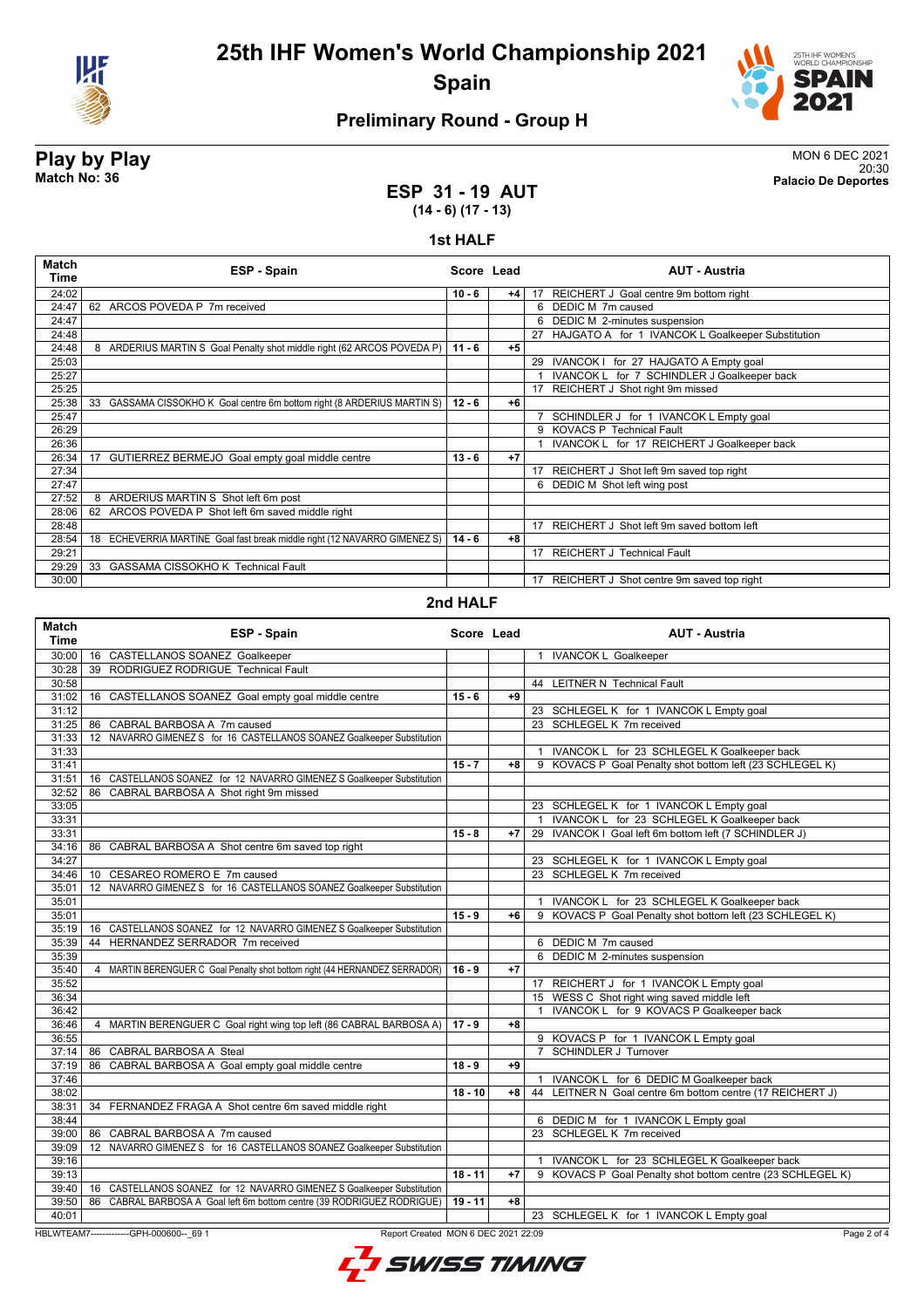# 25th IHF Women's World Championship 2021

## Spain

### Preliminary Round - Group H

**Play by Play**
**Match No: 36**

MON 6 DEC 2021
20:30
**Palacio De Deportes**

## ESP 31 - 19 AUT
**(14 - 6) (17 - 13)**

### 1st HALF

| Match Time | ESP - Spain | Score | Lead | AUT - Austria |
|---|---|---|---|---|
| 24:02 | | 10 - 6 | +4 | 17 REICHERT J Goal centre 9m bottom right |
| 24:47 | 62 ARCOS POVEDA P 7m received | | | 6 DEDIC M 7m caused |
| 24:47 | | | | 6 DEDIC M 2-minutes suspension |
| 24:48 | | | | 27 HAJGATO A for 1 IVANCOK L Goalkeeper Substitution |
| 24:48 | 8 ARDERIUS MARTIN S Goal Penalty shot middle right (62 ARCOS POVEDA P) | 11 - 6 | +5 | |
| 25:03 | | | | 29 IVANCOK I for 27 HAJGATO A Empty goal |
| 25:27 | | | | 1 IVANCOK L for 7 SCHINDLER J Goalkeeper back |
| 25:25 | | | | 17 REICHERT J Shot right 9m missed |
| 25:38 | 33 GASSAMA CISSOKHO K Goal centre 6m bottom right (8 ARDERIUS MARTIN S) | 12 - 6 | +6 | |
| 25:47 | | | | 7 SCHINDLER J for 1 IVANCOK L Empty goal |
| 26:29 | | | | 9 KOVACS P Technical Fault |
| 26:36 | | | | 1 IVANCOK L for 17 REICHERT J Goalkeeper back |
| 26:34 | 17 GUTIERREZ BERMEJO Goal empty goal middle centre | 13 - 6 | +7 | |
| 27:34 | | | | 17 REICHERT J Shot left 9m saved top right |
| 27:47 | | | | 6 DEDIC M Shot left wing post |
| 27:52 | 8 ARDERIUS MARTIN S Shot left 6m post | | | |
| 28:06 | 62 ARCOS POVEDA P Shot left 6m saved middle right | | | |
| 28:48 | | | | 17 REICHERT J Shot left 9m saved bottom left |
| 28:54 | 18 ECHEVERRIA MARTINE Goal fast break middle right (12 NAVARRO GIMENEZ S) | 14 - 6 | +8 | |
| 29:21 | | | | 17 REICHERT J Technical Fault |
| 29:29 | 33 GASSAMA CISSOKHO K Technical Fault | | | |
| 30:00 | | | | 17 REICHERT J Shot centre 9m saved top right |

### 2nd HALF

| Match Time | ESP - Spain | Score | Lead | AUT - Austria |
|---|---|---|---|---|
| 30:00 | 16 CASTELLANOS SOANEZ Goalkeeper | | | 1 IVANCOK L Goalkeeper |
| 30:28 | 39 RODRIGUEZ RODRIGUE Technical Fault | | | |
| 30:58 | | | | 44 LEITNER N Technical Fault |
| 31:02 | 16 CASTELLANOS SOANEZ Goal empty goal middle centre | 15 - 6 | +9 | |
| 31:12 | | | | 23 SCHLEGEL K for 1 IVANCOK L Empty goal |
| 31:25 | 86 CABRAL BARBOSA A 7m caused | | | 23 SCHLEGEL K 7m received |
| 31:33 | 12 NAVARRO GIMENEZ S for 16 CASTELLANOS SOANEZ Goalkeeper Substitution | | | |
| 31:33 | | | | 1 IVANCOK L for 23 SCHLEGEL K Goalkeeper back |
| 31:41 | | 15 - 7 | +8 | 9 KOVACS P Goal Penalty shot bottom left (23 SCHLEGEL K) |
| 31:51 | 16 CASTELLANOS SOANEZ for 12 NAVARRO GIMENEZ S Goalkeeper Substitution | | | |
| 32:52 | 86 CABRAL BARBOSA A Shot right 9m missed | | | |
| 33:05 | | | | 23 SCHLEGEL K for 1 IVANCOK L Empty goal |
| 33:31 | | | | 1 IVANCOK L for 23 SCHLEGEL K Goalkeeper back |
| 33:31 | | 15 - 8 | +7 | 29 IVANCOK I Goal left 6m bottom left (7 SCHINDLER J) |
| 34:16 | 86 CABRAL BARBOSA A Shot centre 6m saved top right | | | |
| 34:27 | | | | 23 SCHLEGEL K for 1 IVANCOK L Empty goal |
| 34:46 | 10 CESAREO ROMERO E 7m caused | | | 23 SCHLEGEL K 7m received |
| 35:01 | 12 NAVARRO GIMENEZ S for 16 CASTELLANOS SOANEZ Goalkeeper Substitution | | | |
| 35:01 | | | | 1 IVANCOK L for 23 SCHLEGEL K Goalkeeper back |
| 35:01 | | 15 - 9 | +6 | 9 KOVACS P Goal Penalty shot bottom left (23 SCHLEGEL K) |
| 35:19 | 16 CASTELLANOS SOANEZ for 12 NAVARRO GIMENEZ S Goalkeeper Substitution | | | |
| 35:39 | 44 HERNANDEZ SERRADOR 7m received | | | 6 DEDIC M 7m caused |
| 35:39 | | | | 6 DEDIC M 2-minutes suspension |
| 35:40 | 4 MARTIN BERENGUER C Goal Penalty shot bottom right (44 HERNANDEZ SERRADOR) | 16 - 9 | +7 | |
| 35:52 | | | | 17 REICHERT J for 1 IVANCOK L Empty goal |
| 36:34 | | | | 15 WESS C Shot right wing saved middle left |
| 36:42 | | | | 1 IVANCOK L for 9 KOVACS P Goalkeeper back |
| 36:46 | 4 MARTIN BERENGUER C Goal right wing top left (86 CABRAL BARBOSA A) | 17 - 9 | +8 | |
| 36:55 | | | | 9 KOVACS P for 1 IVANCOK L Empty goal |
| 37:14 | 86 CABRAL BARBOSA A Steal | | | 7 SCHINDLER J Turnover |
| 37:19 | 86 CABRAL BARBOSA A Goal empty goal middle centre | 18 - 9 | +9 | |
| 37:46 | | | | 1 IVANCOK L for 6 DEDIC M Goalkeeper back |
| 38:02 | | 18 - 10 | +8 | 44 LEITNER N Goal centre 6m bottom centre (17 REICHERT J) |
| 38:31 | 34 FERNANDEZ FRAGA A Shot centre 6m saved middle right | | | |
| 38:44 | | | | 6 DEDIC M for 1 IVANCOK L Empty goal |
| 39:00 | 86 CABRAL BARBOSA A 7m caused | | | 23 SCHLEGEL K 7m received |
| 39:09 | 12 NAVARRO GIMENEZ S for 16 CASTELLANOS SOANEZ Goalkeeper Substitution | | | |
| 39:16 | | | | 1 IVANCOK L for 23 SCHLEGEL K Goalkeeper back |
| 39:13 | | 18 - 11 | +7 | 9 KOVACS P Goal Penalty shot bottom centre (23 SCHLEGEL K) |
| 39:40 | 16 CASTELLANOS SOANEZ for 12 NAVARRO GIMENEZ S Goalkeeper Substitution | | | |
| 39:50 | 86 CABRAL BARBOSA A Goal left 6m bottom centre (39 RODRIGUEZ RODRIGUE) | 19 - 11 | +8 | |
| 40:01 | | | | 23 SCHLEGEL K for 1 IVANCOK L Empty goal |

HBLWTEAM7-------------GPH-000600--_69 1 Report Created MON 6 DEC 2021 22:09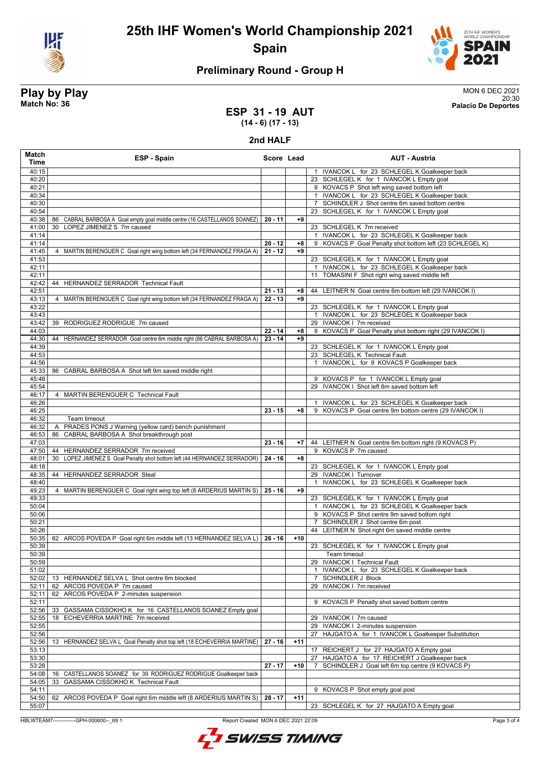# 25th IHF Women's World Championship 2021

## Spain

### Preliminary Round - Group H

**Play by Play**
**Match No: 36**

MON 6 DEC 2021
20:30
**Palacio De Deportes**

## ESP 31 - 19 AUT
**(14 - 6) (17 - 13)**

### 2nd HALF

| Match Time | ESP - Spain | Score | Lead | AUT - Austria |
|---|---|---|---|---|
| 40:15 | | | | 1 IVANCOK L for 23 SCHLEGEL K Goalkeeper back |
| 40:20 | | | | 23 SCHLEGEL K for 1 IVANCOK L Empty goal |
| 40:21 | | | | 9 KOVACS P Shot left wing saved bottom left |
| 40:34 | | | | 1 IVANCOK L for 23 SCHLEGEL K Goalkeeper back |
| 40:30 | | | | 7 SCHINDLER J Shot centre 6m saved bottom centre |
| 40:54 | | | | 23 SCHLEGEL K for 1 IVANCOK L Empty goal |
| 40:38 | 86 CABRAL BARBOSA A Goal empty goal middle centre (16 CASTELLANOS SOANEZ) | 20 - 11 | +9 | |
| 41:00 | 30 LOPEZ JIMENEZ S 7m caused | | | 23 SCHLEGEL K 7m received |
| 41:14 | | | | 1 IVANCOK L for 23 SCHLEGEL K Goalkeeper back |
| 41:14 | | 20 - 12 | +8 | 9 KOVACS P Goal Penalty shot bottom left (23 SCHLEGEL K) |
| 41:45 | 4 MARTIN BERENGUER C Goal right wing bottom left (34 FERNANDEZ FRAGA A) | 21 - 12 | +9 | |
| 41:53 | | | | 23 SCHLEGEL K for 1 IVANCOK L Empty goal |
| 42:11 | | | | 1 IVANCOK L for 23 SCHLEGEL K Goalkeeper back |
| 42:11 | | | | 11 TOMASINI F Shot right wing saved middle left |
| 42:42 | 44 HERNANDEZ SERRADOR Technical Fault | | | |
| 42:51 | | 21 - 13 | +8 | 44 LEITNER N Goal centre 6m bottom left (29 IVANCOK I) |
| 43:13 | 4 MARTIN BERENGUER C Goal right wing bottom left (34 FERNANDEZ FRAGA A) | 22 - 13 | +9 | |
| 43:22 | | | | 23 SCHLEGEL K for 1 IVANCOK L Empty goal |
| 43:43 | | | | 1 IVANCOK L for 23 SCHLEGEL K Goalkeeper back |
| 43:42 | 39 RODRIGUEZ RODRIGUE 7m caused | | | 29 IVANCOK I 7m received |
| 44:03 | | 22 - 14 | +8 | 9 KOVACS P Goal Penalty shot bottom right (29 IVANCOK I) |
| 44:30 | 44 HERNANDEZ SERRADOR Goal centre 6m middle right (86 CABRAL BARBOSA A) | 23 - 14 | +9 | |
| 44:39 | | | | 23 SCHLEGEL K for 1 IVANCOK L Empty goal |
| 44:53 | | | | 23 SCHLEGEL K Technical Fault |
| 44:56 | | | | 1 IVANCOK L for 9 KOVACS P Goalkeeper back |
| 45:33 | 86 CABRAL BARBOSA A Shot left 9m saved middle right | | | |
| 45:48 | | | | 9 KOVACS P for 1 IVANCOK L Empty goal |
| 45:54 | | | | 29 IVANCOK I Shot left 6m saved bottom left |
| 46:17 | 4 MARTIN BERENGUER C Technical Fault | | | |
| 46:26 | | | | 1 IVANCOK L for 23 SCHLEGEL K Goalkeeper back |
| 46:25 | | 23 - 15 | +8 | 9 KOVACS P Goal centre 9m bottom centre (29 IVANCOK I) |
| 46:32 | Team timeout | | | |
| 46:32 | A PRADES PONS J Warning (yellow card) bench punishment | | | |
| 46:53 | 86 CABRAL BARBOSA A Shot breakthrough post | | | |
| 47:03 | | 23 - 16 | +7 | 44 LEITNER N Goal centre 6m bottom right (9 KOVACS P) |
| 47:50 | 44 HERNANDEZ SERRADOR 7m received | | | 9 KOVACS P 7m caused |
| 48:01 | 30 LOPEZ JIMENEZ S Goal Penalty shot bottom left (44 HERNANDEZ SERRADOR) | 24 - 16 | +8 | |
| 48:18 | | | | 23 SCHLEGEL K for 1 IVANCOK L Empty goal |
| 48:35 | 44 HERNANDEZ SERRADOR Steal | | | 29 IVANCOK I Turnover |
| 48:40 | | | | 1 IVANCOK L for 23 SCHLEGEL K Goalkeeper back |
| 49:23 | 4 MARTIN BERENGUER C Goal right wing top left (8 ARDERIUS MARTIN S) | 25 - 16 | +9 | |
| 49:33 | | | | 23 SCHLEGEL K for 1 IVANCOK L Empty goal |
| 50:04 | | | | 1 IVANCOK L for 23 SCHLEGEL K Goalkeeper back |
| 50:06 | | | | 9 KOVACS P Shot centre 9m saved bottom right |
| 50:21 | | | | 7 SCHINDLER J Shot centre 6m post |
| 50:26 | | | | 44 LEITNER N Shot right 6m saved middle centre |
| 50:35 | 62 ARCOS POVEDA P Goal right 6m middle left (13 HERNANDEZ SELVA L) | 26 - 16 | +10 | |
| 50:39 | | | | 23 SCHLEGEL K for 1 IVANCOK L Empty goal |
| 50:39 | | | | Team timeout |
| 50:59 | | | | 29 IVANCOK I Technical Fault |
| 51:02 | | | | 1 IVANCOK L for 23 SCHLEGEL K Goalkeeper back |
| 52:02 | 13 HERNANDEZ SELVA L Shot centre 6m blocked | | | 7 SCHINDLER J Block |
| 52:11 | 62 ARCOS POVEDA P 7m caused | | | 29 IVANCOK I 7m received |
| 52:11 | 62 ARCOS POVEDA P 2-minutes suspension | | | |
| 52:11 | | | | 9 KOVACS P Penalty shot saved bottom centre |
| 52:56 | 33 GASSAMA CISSOKHO K for 16 CASTELLANOS SOANEZ Empty goal | | | |
| 52:55 | 18 ECHEVERRIA MARTINE 7m received | | | 29 IVANCOK I 7m caused |
| 52:55 | | | | 29 IVANCOK I 2-minutes suspension |
| 52:56 | | | | 27 HAJGATO A for 1 IVANCOK L Goalkeeper Substitution |
| 52:56 | 13 HERNANDEZ SELVA L Goal Penalty shot top left (18 ECHEVERRIA MARTINE) | 27 - 16 | +11 | |
| 53:13 | | | | 17 REICHERT J for 27 HAJGATO A Empty goal |
| 53:30 | | | | 27 HAJGATO A for 17 REICHERT J Goalkeeper back |
| 53:28 | | 27 - 17 | +10 | 7 SCHINDLER J Goal left 6m top centre (9 KOVACS P) |
| 54:08 | 16 CASTELLANOS SOANEZ for 39 RODRIGUEZ RODRIGUE Goalkeeper back | | | |
| 54:05 | 33 GASSAMA CISSOKHO K Technical Fault | | | |
| 54:11 | | | | 9 KOVACS P Shot empty goal post |
| 54:50 | 62 ARCOS POVEDA P Goal right 6m middle left (8 ARDERIUS MARTIN S) | 28 - 17 | +11 | |
| 55:07 | | | | 23 SCHLEGEL K for 27 HAJGATO A Empty goal |

HBLWTEAM7-------------GPH-000600--_69 1 Report Created MON 6 DEC 2021 22:09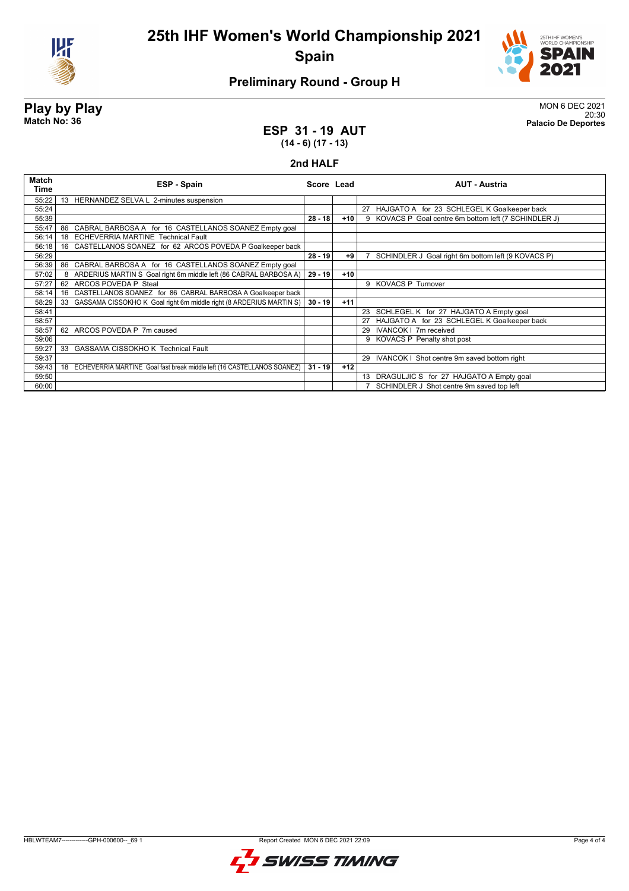# 25th IHF Women's World Championship 2021

## Spain

### Preliminary Round - Group H

**Play by Play**
**Match No: 36**

MON 6 DEC 2021
20:30
**Palacio De Deportes**

## ESP 31 - 19 AUT

**(14 - 6) (17 - 13)**

### 2nd HALF

| Match Time | ESP - Spain | Score | Lead | AUT - Austria |
|---|---|---|---|---|
| 55:22 | 13 HERNANDEZ SELVA L 2-minutes suspension | | | |
| 55:24 | | | | 27 HAJGATO A for 23 SCHLEGEL K Goalkeeper back |
| 55:39 | | **28 - 18** | **+10** | 9 KOVACS P Goal centre 6m bottom left (7 SCHINDLER J) |
| 55:47 | 86 CABRAL BARBOSA A for 16 CASTELLANOS SOANEZ Empty goal | | | |
| 56:14 | 18 ECHEVERRIA MARTINE Technical Fault | | | |
| 56:18 | 16 CASTELLANOS SOANEZ for 62 ARCOS POVEDA P Goalkeeper back | | | |
| 56:29 | | **28 - 19** | **+9** | 7 SCHINDLER J Goal right 6m bottom left (9 KOVACS P) |
| 56:39 | 86 CABRAL BARBOSA A for 16 CASTELLANOS SOANEZ Empty goal | | | |
| 57:02 | 8 ARDERIUS MARTIN S Goal right 6m middle left (86 CABRAL BARBOSA A) | **29 - 19** | **+10** | |
| 57:27 | 62 ARCOS POVEDA P Steal | | | 9 KOVACS P Turnover |
| 58:14 | 16 CASTELLANOS SOANEZ for 86 CABRAL BARBOSA A Goalkeeper back | | | |
| 58:29 | 33 GASSAMA CISSOKHO K Goal right 6m middle right (8 ARDERIUS MARTIN S) | **30 - 19** | **+11** | |
| 58:41 | | | | 23 SCHLEGEL K for 27 HAJGATO A Empty goal |
| 58:57 | | | | 27 HAJGATO A for 23 SCHLEGEL K Goalkeeper back |
| 58:57 | 62 ARCOS POVEDA P 7m caused | | | 29 IVANCOK I 7m received |
| 59:06 | | | | 9 KOVACS P Penalty shot post |
| 59:27 | 33 GASSAMA CISSOKHO K Technical Fault | | | |
| 59:37 | | | | 29 IVANCOK I Shot centre 9m saved bottom right |
| 59:43 | 18 ECHEVERRIA MARTINE Goal fast break middle left (16 CASTELLANOS SOANEZ) | **31 - 19** | **+12** | |
| 59:50 | | | | 13 DRAGULJIC S for 27 HAJGATO A Empty goal |
| 60:00 | | | | 7 SCHINDLER J Shot centre 9m saved top left |

HBLWTEAM7--------------GPH-000600--_69 1    Report Created MON 6 DEC 2021 22:09